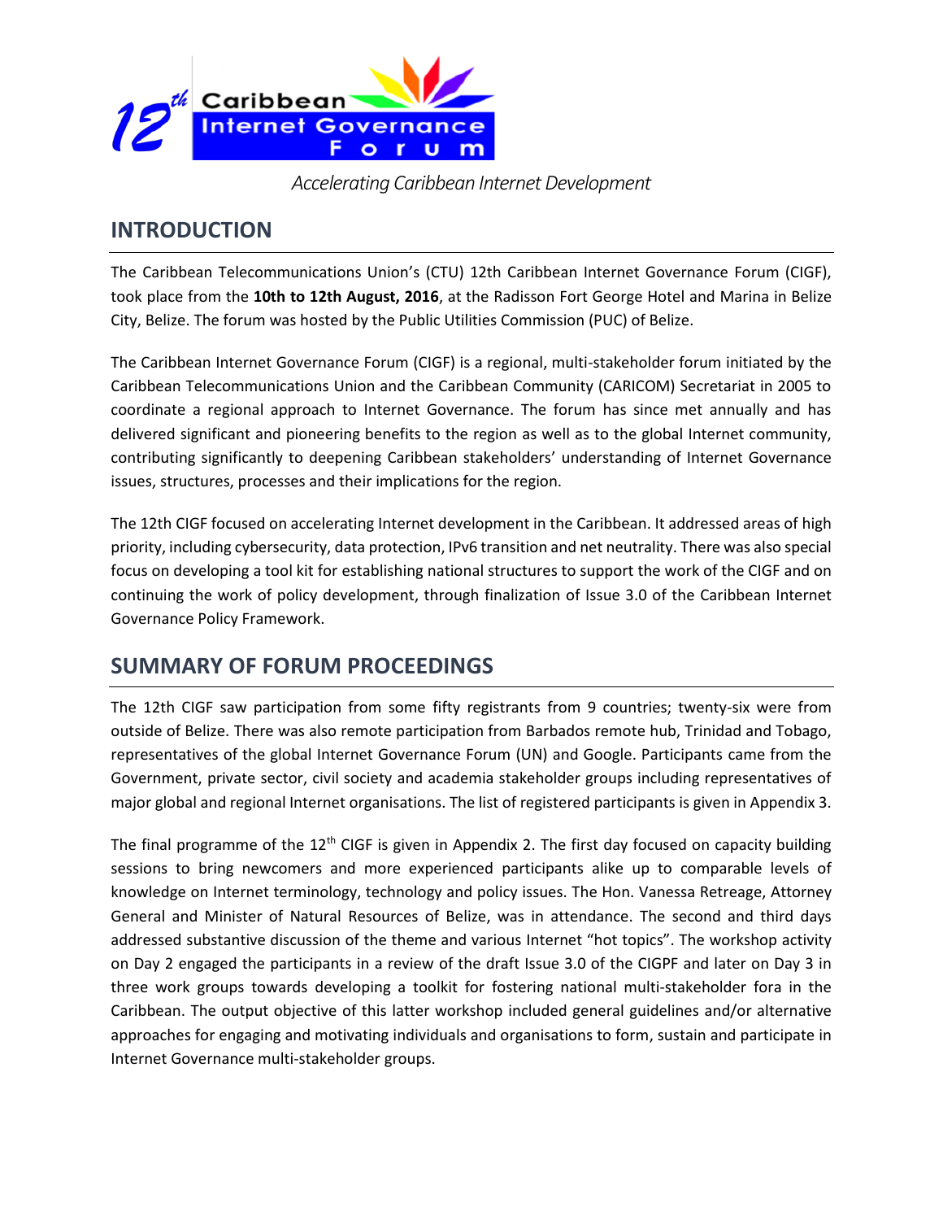12th Caribbean Internet Governance Forum

*Accelerating Caribbean Internet Development*

## INTRODUCTION

The Caribbean Telecommunications Union's (CTU) 12th Caribbean Internet Governance Forum (CIGF), took place from the **10th to 12th August, 2016**, at the Radisson Fort George Hotel and Marina in Belize City, Belize. The forum was hosted by the Public Utilities Commission (PUC) of Belize.

The Caribbean Internet Governance Forum (CIGF) is a regional, multi-stakeholder forum initiated by the Caribbean Telecommunications Union and the Caribbean Community (CARICOM) Secretariat in 2005 to coordinate a regional approach to Internet Governance. The forum has since met annually and has delivered significant and pioneering benefits to the region as well as to the global Internet community, contributing significantly to deepening Caribbean stakeholders' understanding of Internet Governance issues, structures, processes and their implications for the region.

The 12th CIGF focused on accelerating Internet development in the Caribbean. It addressed areas of high priority, including cybersecurity, data protection, IPv6 transition and net neutrality. There was also special focus on developing a tool kit for establishing national structures to support the work of the CIGF and on continuing the work of policy development, through finalization of Issue 3.0 of the Caribbean Internet Governance Policy Framework.

## SUMMARY OF FORUM PROCEEDINGS

The 12th CIGF saw participation from some fifty registrants from 9 countries; twenty-six were from outside of Belize. There was also remote participation from Barbados remote hub, Trinidad and Tobago, representatives of the global Internet Governance Forum (UN) and Google. Participants came from the Government, private sector, civil society and academia stakeholder groups including representatives of major global and regional Internet organisations. The list of registered participants is given in Appendix 3.

The final programme of the 12th CIGF is given in Appendix 2. The first day focused on capacity building sessions to bring newcomers and more experienced participants alike up to comparable levels of knowledge on Internet terminology, technology and policy issues. The Hon. Vanessa Retreage, Attorney General and Minister of Natural Resources of Belize, was in attendance. The second and third days addressed substantive discussion of the theme and various Internet "hot topics". The workshop activity on Day 2 engaged the participants in a review of the draft Issue 3.0 of the CIGPF and later on Day 3 in three work groups towards developing a toolkit for fostering national multi-stakeholder fora in the Caribbean. The output objective of this latter workshop included general guidelines and/or alternative approaches for engaging and motivating individuals and organisations to form, sustain and participate in Internet Governance multi-stakeholder groups.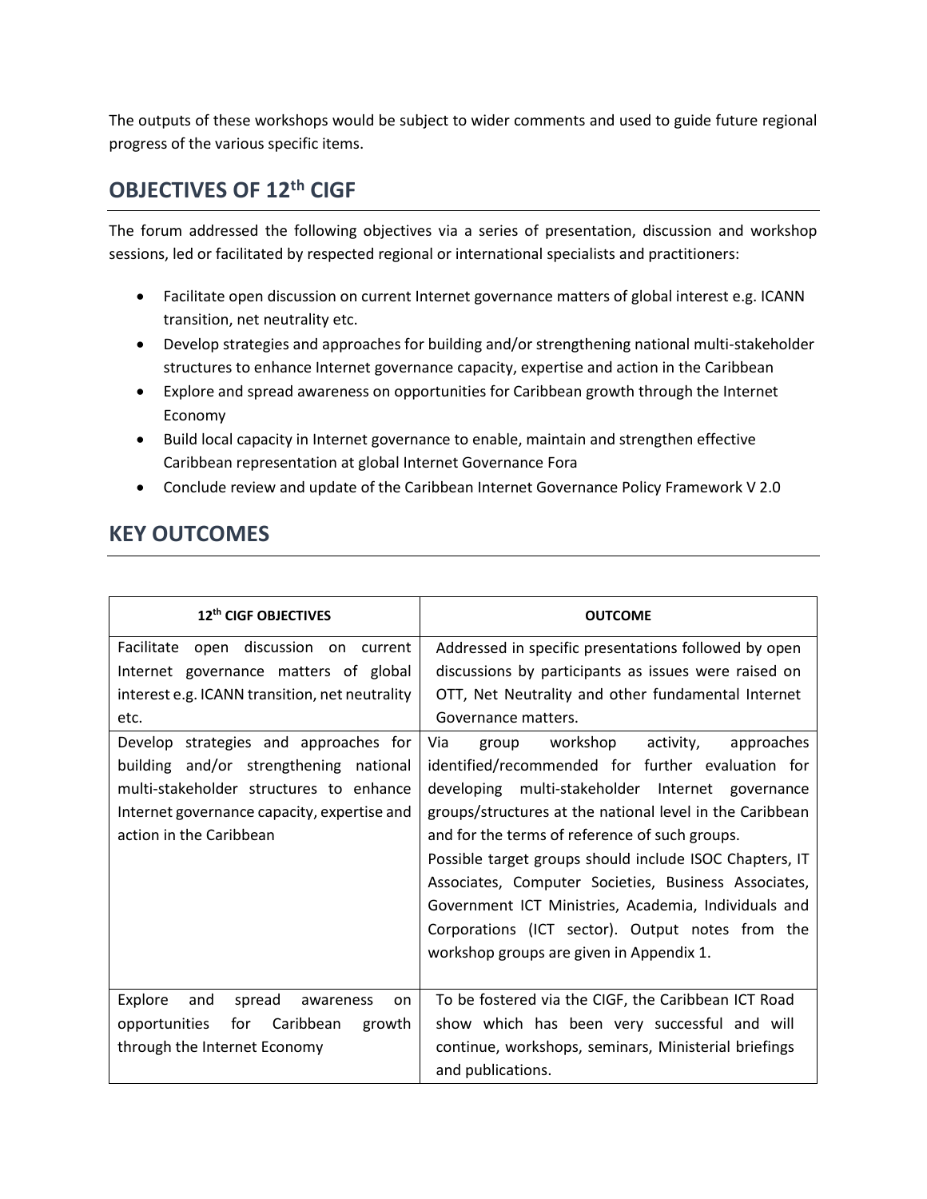The outputs of these workshops would be subject to wider comments and used to guide future regional progress of the various specific items.

## OBJECTIVES OF 12th CIGF

The forum addressed the following objectives via a series of presentation, discussion and workshop sessions, led or facilitated by respected regional or international specialists and practitioners:

- Facilitate open discussion on current Internet governance matters of global interest e.g. ICANN transition, net neutrality etc.
- Develop strategies and approaches for building and/or strengthening national multi-stakeholder structures to enhance Internet governance capacity, expertise and action in the Caribbean
- Explore and spread awareness on opportunities for Caribbean growth through the Internet Economy
- Build local capacity in Internet governance to enable, maintain and strengthen effective Caribbean representation at global Internet Governance Fora
- Conclude review and update of the Caribbean Internet Governance Policy Framework V 2.0

## KEY OUTCOMES

| 12th CIGF OBJECTIVES | OUTCOME |
|---|---|
| Facilitate open discussion on current Internet governance matters of global interest e.g. ICANN transition, net neutrality etc. | Addressed in specific presentations followed by open discussions by participants as issues were raised on OTT, Net Neutrality and other fundamental Internet Governance matters. |
| Develop strategies and approaches for building and/or strengthening national multi-stakeholder structures to enhance Internet governance capacity, expertise and action in the Caribbean | Via group workshop activity, approaches identified/recommended for further evaluation for developing multi-stakeholder Internet governance groups/structures at the national level in the Caribbean and for the terms of reference of such groups.<br>Possible target groups should include ISOC Chapters, IT Associates, Computer Societies, Business Associates, Government ICT Ministries, Academia, Individuals and Corporations (ICT sector). Output notes from the workshop groups are given in Appendix 1. |
| Explore and spread awareness on opportunities for Caribbean growth through the Internet Economy | To be fostered via the CIGF, the Caribbean ICT Road show which has been very successful and will continue, workshops, seminars, Ministerial briefings and publications. |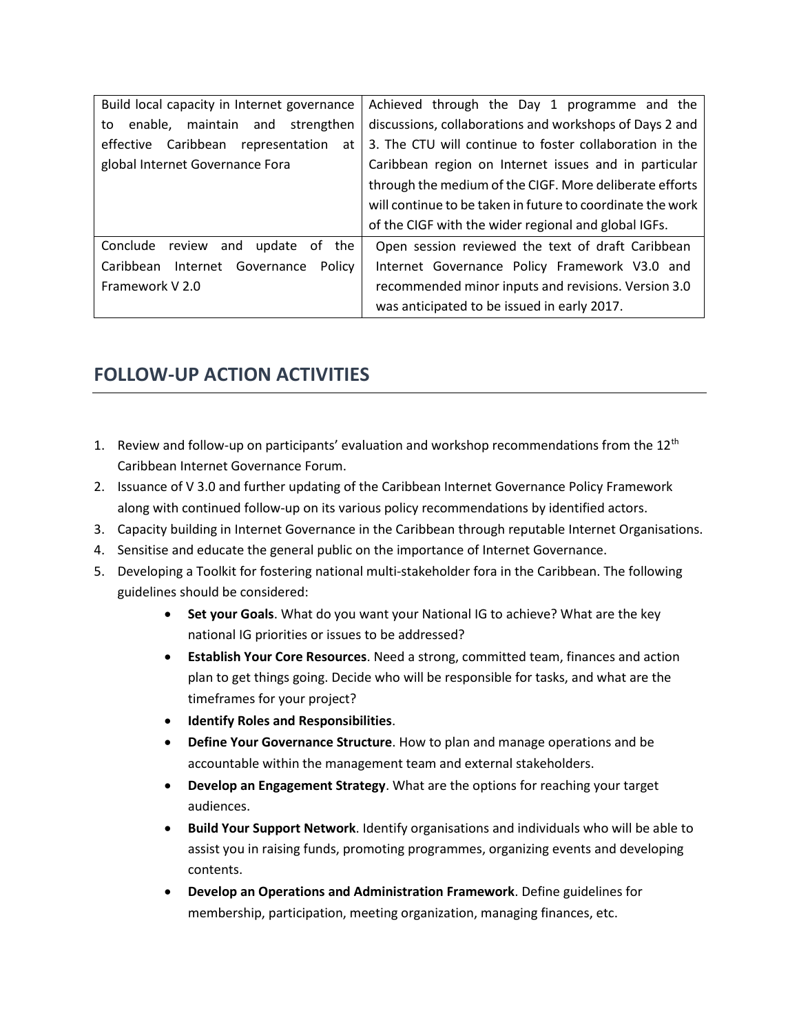| | |
|---|---|
| Build local capacity in Internet governance to enable, maintain and strengthen effective Caribbean representation at global Internet Governance Fora | Achieved through the Day 1 programme and the discussions, collaborations and workshops of Days 2 and 3. The CTU will continue to foster collaboration in the Caribbean region on Internet issues and in particular through the medium of the CIGF. More deliberate efforts will continue to be taken in future to coordinate the work of the CIGF with the wider regional and global IGFs. |
| Conclude review and update of the Caribbean Internet Governance Policy Framework V 2.0 | Open session reviewed the text of draft Caribbean Internet Governance Policy Framework V3.0 and recommended minor inputs and revisions. Version 3.0 was anticipated to be issued in early 2017. |

## FOLLOW-UP ACTION ACTIVITIES

1. Review and follow-up on participants' evaluation and workshop recommendations from the 12th Caribbean Internet Governance Forum.
2. Issuance of V 3.0 and further updating of the Caribbean Internet Governance Policy Framework along with continued follow-up on its various policy recommendations by identified actors.
3. Capacity building in Internet Governance in the Caribbean through reputable Internet Organisations.
4. Sensitise and educate the general public on the importance of Internet Governance.
5. Developing a Toolkit for fostering national multi-stakeholder fora in the Caribbean. The following guidelines should be considered:
    - **Set your Goals**. What do you want your National IG to achieve? What are the key national IG priorities or issues to be addressed?
    - **Establish Your Core Resources**. Need a strong, committed team, finances and action plan to get things going. Decide who will be responsible for tasks, and what are the timeframes for your project?
    - **Identify Roles and Responsibilities**.
    - **Define Your Governance Structure**. How to plan and manage operations and be accountable within the management team and external stakeholders.
    - **Develop an Engagement Strategy**. What are the options for reaching your target audiences.
    - **Build Your Support Network**. Identify organisations and individuals who will be able to assist you in raising funds, promoting programmes, organizing events and developing contents.
    - **Develop an Operations and Administration Framework**. Define guidelines for membership, participation, meeting organization, managing finances, etc.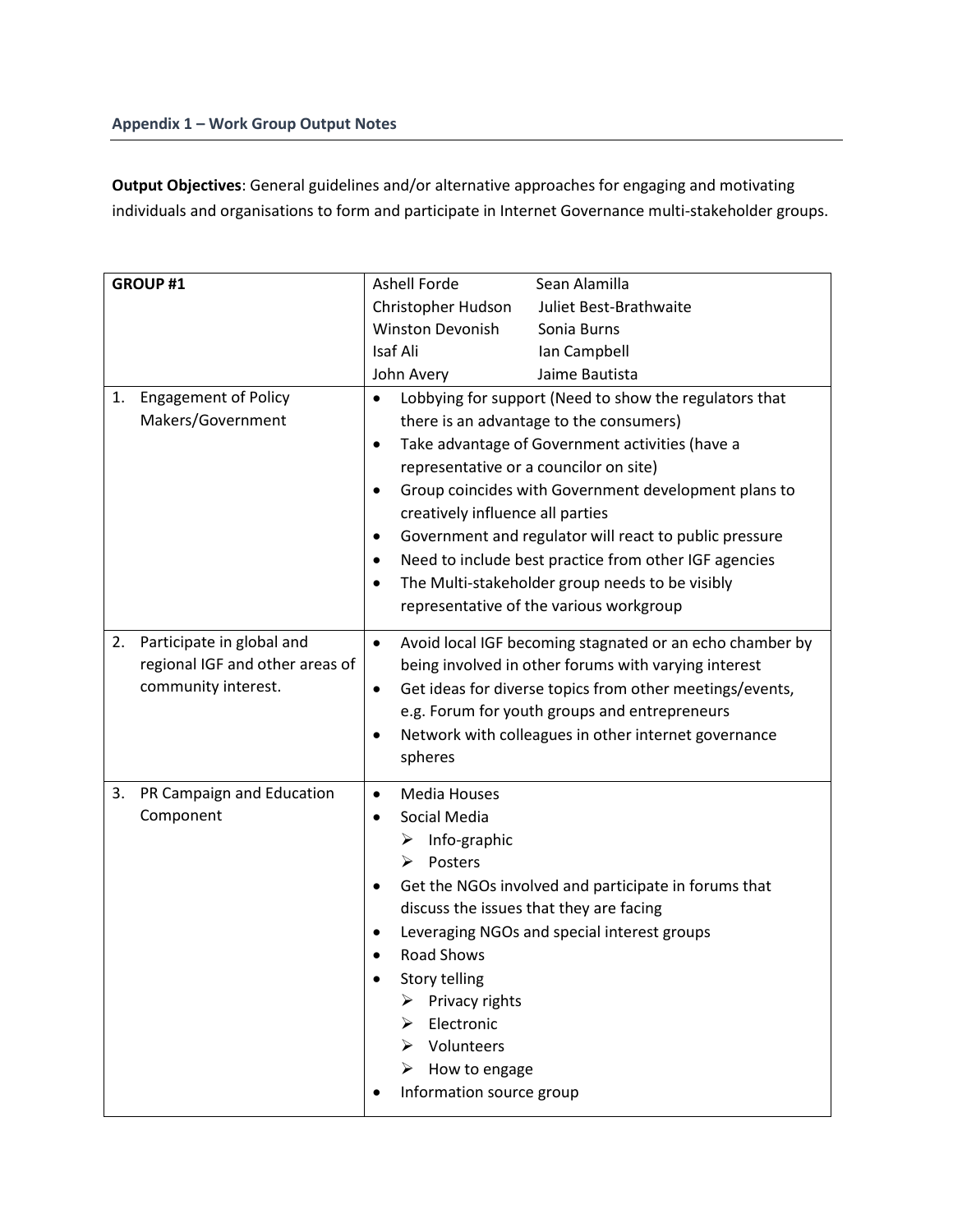### Appendix 1 – Work Group Output Notes

**Output Objectives**: General guidelines and/or alternative approaches for engaging and motivating individuals and organisations to form and participate in Internet Governance multi-stakeholder groups.

| **GROUP #1** | Ashell Forde, Sean Alamilla, Christopher Hudson, Juliet Best-Brathwaite, Winston Devonish, Sonia Burns, Isaf Ali, Ian Campbell, John Avery, Jaime Bautista |
|---|---|
| 1. Engagement of Policy Makers/Government | • Lobbying for support (Need to show the regulators that there is an advantage to the consumers)<br>• Take advantage of Government activities (have a representative or a councilor on site)<br>• Group coincides with Government development plans to creatively influence all parties<br>• Government and regulator will react to public pressure<br>• Need to include best practice from other IGF agencies<br>• The Multi-stakeholder group needs to be visibly representative of the various workgroup |
| 2. Participate in global and regional IGF and other areas of community interest. | • Avoid local IGF becoming stagnated or an echo chamber by being involved in other forums with varying interest<br>• Get ideas for diverse topics from other meetings/events, e.g. Forum for youth groups and entrepreneurs<br>• Network with colleagues in other internet governance spheres |
| 3. PR Campaign and Education Component | • Media Houses<br>• Social Media<br>&nbsp;&nbsp;&nbsp;&nbsp;➢ Info-graphic<br>&nbsp;&nbsp;&nbsp;&nbsp;➢ Posters<br>• Get the NGOs involved and participate in forums that discuss the issues that they are facing<br>• Leveraging NGOs and special interest groups<br>• Road Shows<br>• Story telling<br>&nbsp;&nbsp;&nbsp;&nbsp;➢ Privacy rights<br>&nbsp;&nbsp;&nbsp;&nbsp;➢ Electronic<br>&nbsp;&nbsp;&nbsp;&nbsp;➢ Volunteers<br>&nbsp;&nbsp;&nbsp;&nbsp;➢ How to engage<br>• Information source group |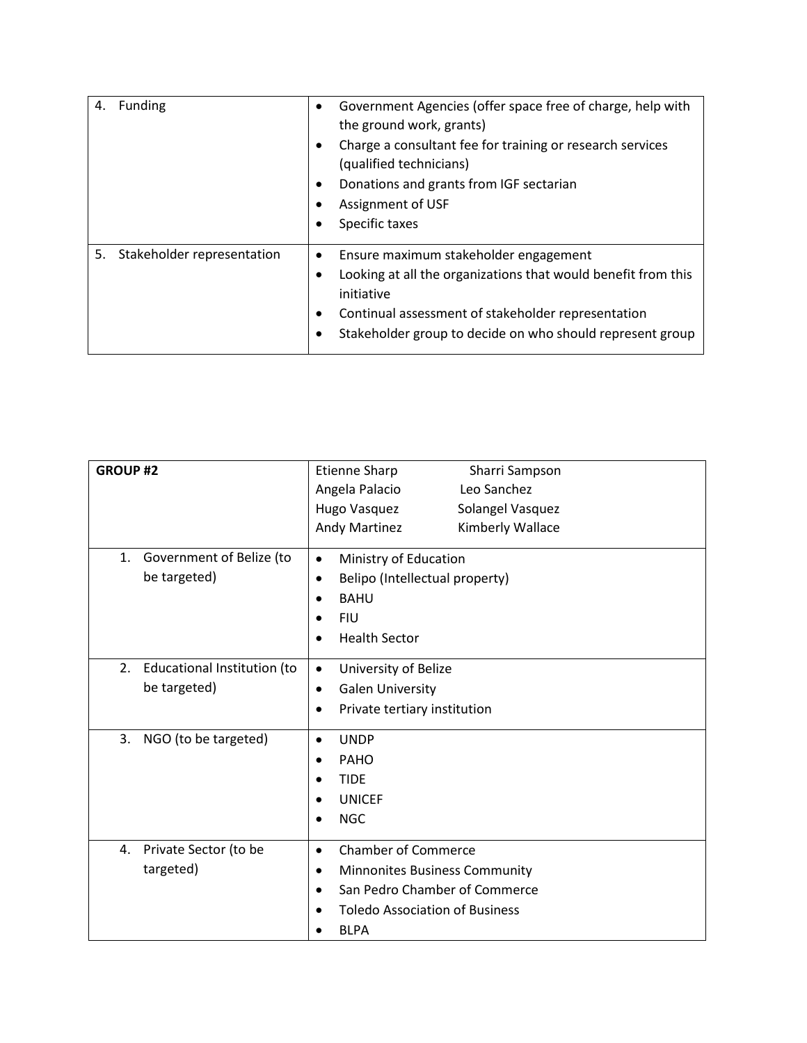| | |
|---|---|
| 4. Funding | • Government Agencies (offer space free of charge, help with the ground work, grants)<br>• Charge a consultant fee for training or research services (qualified technicians)<br>• Donations and grants from IGF sectarian<br>• Assignment of USF<br>• Specific taxes |
| 5. Stakeholder representation | • Ensure maximum stakeholder engagement<br>• Looking at all the organizations that would benefit from this initiative<br>• Continual assessment of stakeholder representation<br>• Stakeholder group to decide on who should represent group |

| **GROUP #2** | Etienne Sharp, Sharri Sampson, Angela Palacio, Leo Sanchez, Hugo Vasquez, Solangel Vasquez, Andy Martinez, Kimberly Wallace |
|---|---|
| 1. Government of Belize (to be targeted) | • Ministry of Education<br>• Belipo (Intellectual property)<br>• BAHU<br>• FIU<br>• Health Sector |
| 2. Educational Institution (to be targeted) | • University of Belize<br>• Galen University<br>• Private tertiary institution |
| 3. NGO (to be targeted) | • UNDP<br>• PAHO<br>• TIDE<br>• UNICEF<br>• NGC |
| 4. Private Sector (to be targeted) | • Chamber of Commerce<br>• Minnonites Business Community<br>• San Pedro Chamber of Commerce<br>• Toledo Association of Business<br>• BLPA |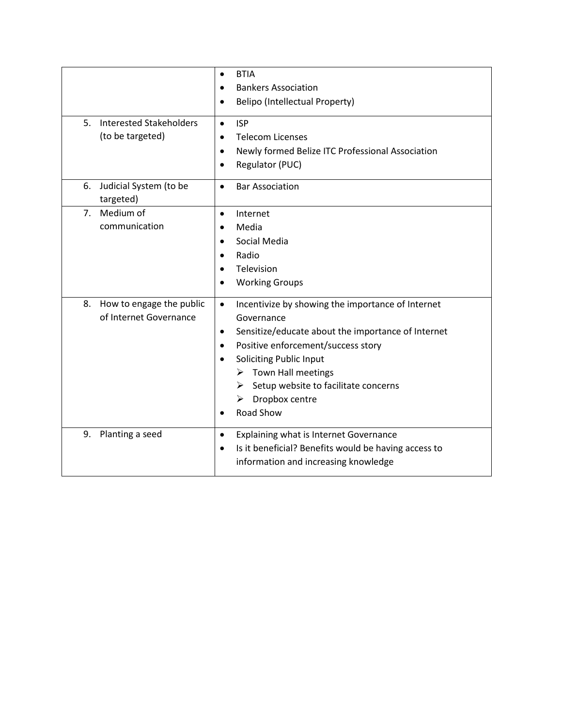| | |
|---|---|
| | • BTIA<br>• Bankers Association<br>• Belipo (Intellectual Property) |
| 5. Interested Stakeholders (to be targeted) | • ISP<br>• Telecom Licenses<br>• Newly formed Belize ITC Professional Association<br>• Regulator (PUC) |
| 6. Judicial System (to be targeted) | • Bar Association |
| 7. Medium of communication | • Internet<br>• Media<br>• Social Media<br>• Radio<br>• Television<br>• Working Groups |
| 8. How to engage the public of Internet Governance | • Incentivize by showing the importance of Internet Governance<br>• Sensitize/educate about the importance of Internet<br>• Positive enforcement/success story<br>• Soliciting Public Input<br>&nbsp;&nbsp;➢ Town Hall meetings<br>&nbsp;&nbsp;➢ Setup website to facilitate concerns<br>&nbsp;&nbsp;➢ Dropbox centre<br>• Road Show |
| 9. Planting a seed | • Explaining what is Internet Governance<br>• Is it beneficial? Benefits would be having access to information and increasing knowledge |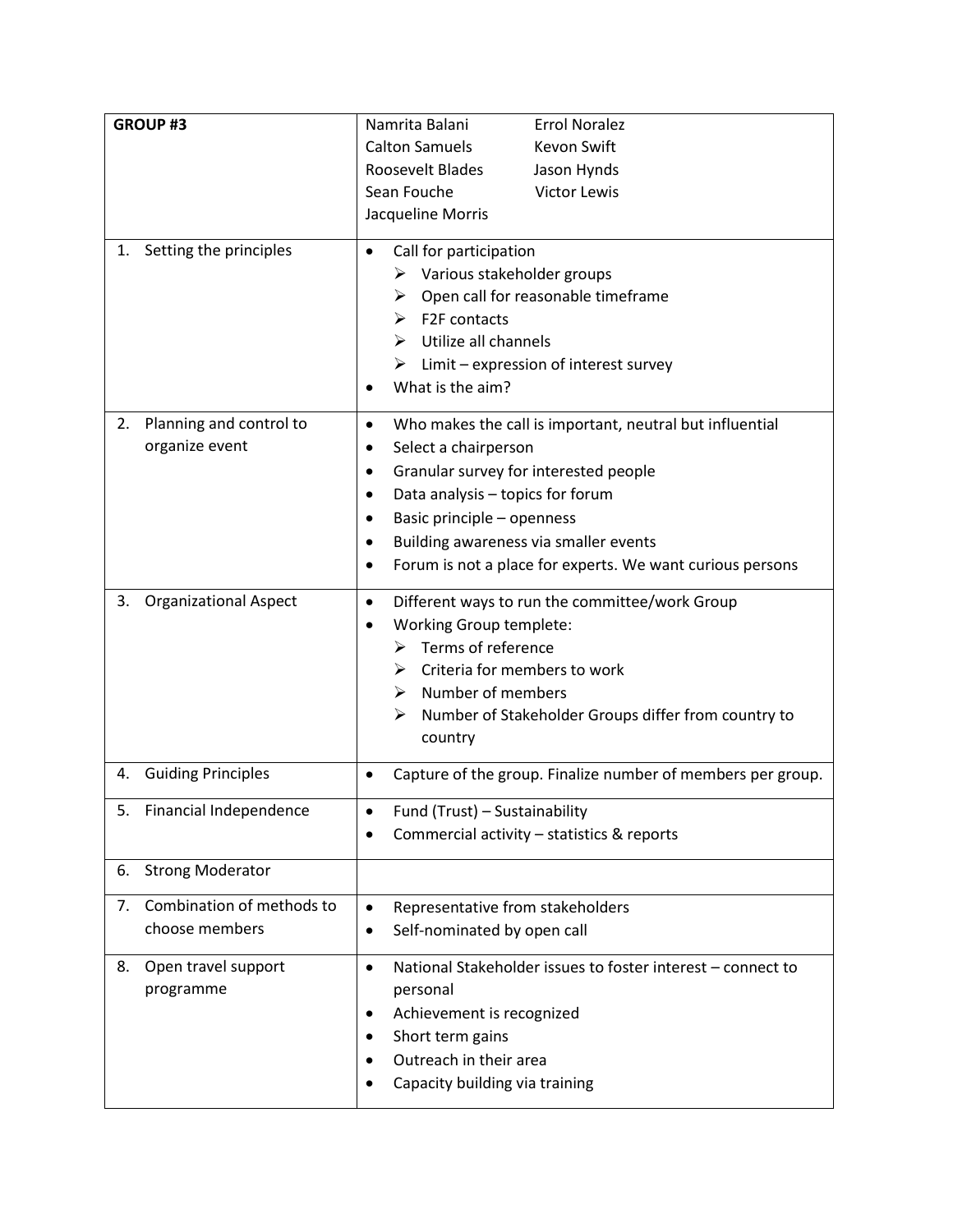| **GROUP #3** | Namrita Balani<br>Calton Samuels<br>Roosevelt Blades<br>Sean Fouche<br>Jacqueline Morris<br>Errol Noralez<br>Kevon Swift<br>Jason Hynds<br>Victor Lewis |
|---|---|
| 1. Setting the principles | • Call for participation<br>&nbsp;&nbsp;➢ Various stakeholder groups<br>&nbsp;&nbsp;➢ Open call for reasonable timeframe<br>&nbsp;&nbsp;➢ F2F contacts<br>&nbsp;&nbsp;➢ Utilize all channels<br>&nbsp;&nbsp;➢ Limit – expression of interest survey<br>• What is the aim? |
| 2. Planning and control to organize event | • Who makes the call is important, neutral but influential<br>• Select a chairperson<br>• Granular survey for interested people<br>• Data analysis – topics for forum<br>• Basic principle – openness<br>• Building awareness via smaller events<br>• Forum is not a place for experts. We want curious persons |
| 3. Organizational Aspect | • Different ways to run the committee/work Group<br>• Working Group templete:<br>&nbsp;&nbsp;➢ Terms of reference<br>&nbsp;&nbsp;➢ Criteria for members to work<br>&nbsp;&nbsp;➢ Number of members<br>&nbsp;&nbsp;➢ Number of Stakeholder Groups differ from country to country |
| 4. Guiding Principles | • Capture of the group. Finalize number of members per group. |
| 5. Financial Independence | • Fund (Trust) – Sustainability<br>• Commercial activity – statistics & reports |
| 6. Strong Moderator | |
| 7. Combination of methods to choose members | • Representative from stakeholders<br>• Self-nominated by open call |
| 8. Open travel support programme | • National Stakeholder issues to foster interest – connect to personal<br>• Achievement is recognized<br>• Short term gains<br>• Outreach in their area<br>• Capacity building via training |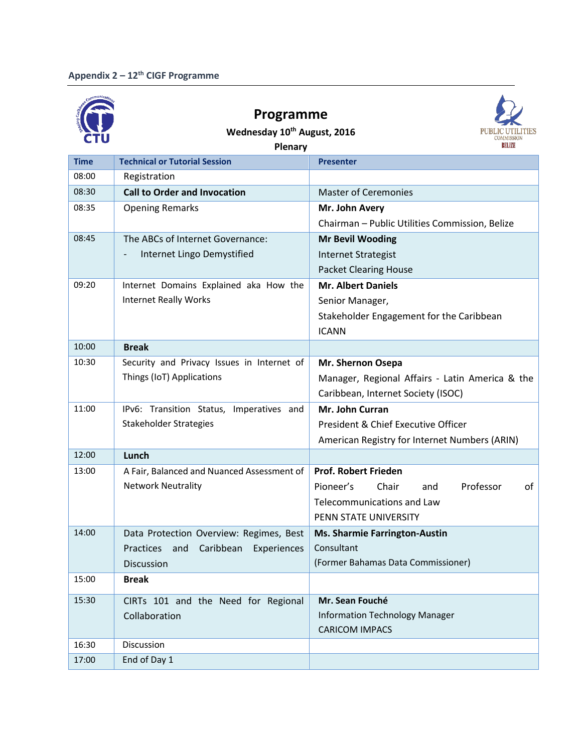**Appendix 2 – 12th CIGF Programme**

# Programme

**Wednesday 10th August, 2016**

**Plenary**

| Time | Technical or Tutorial Session | Presenter |
|---|---|---|
| 08:00 | Registration | |
| 08:30 | **Call to Order and Invocation** | Master of Ceremonies |
| 08:35 | Opening Remarks | **Mr. John Avery**<br>Chairman – Public Utilities Commission, Belize |
| 08:45 | The ABCs of Internet Governance:<br>- Internet Lingo Demystified | **Mr Bevil Wooding**<br>Internet Strategist<br>Packet Clearing House |
| 09:20 | Internet Domains Explained aka How the Internet Really Works | **Mr. Albert Daniels**<br>Senior Manager,<br>Stakeholder Engagement for the Caribbean<br>ICANN |
| 10:00 | **Break** | |
| 10:30 | Security and Privacy Issues in Internet of Things (IoT) Applications | **Mr. Shernon Osepa**<br>Manager, Regional Affairs - Latin America & the Caribbean, Internet Society (ISOC) |
| 11:00 | IPv6: Transition Status, Imperatives and Stakeholder Strategies | **Mr. John Curran**<br>President & Chief Executive Officer<br>American Registry for Internet Numbers (ARIN) |
| 12:00 | **Lunch** | |
| 13:00 | A Fair, Balanced and Nuanced Assessment of Network Neutrality | **Prof. Robert Frieden**<br>Pioneer's Chair and Professor of Telecommunications and Law<br>PENN STATE UNIVERSITY |
| 14:00 | Data Protection Overview: Regimes, Best Practices and Caribbean Experiences<br>Discussion | **Ms. Sharmie Farrington-Austin**<br>Consultant<br>(Former Bahamas Data Commissioner) |
| 15:00 | **Break** | |
| 15:30 | CIRTs 101 and the Need for Regional Collaboration | **Mr. Sean Fouché**<br>Information Technology Manager<br>CARICOM IMPACS |
| 16:30 | Discussion | |
| 17:00 | End of Day 1 | |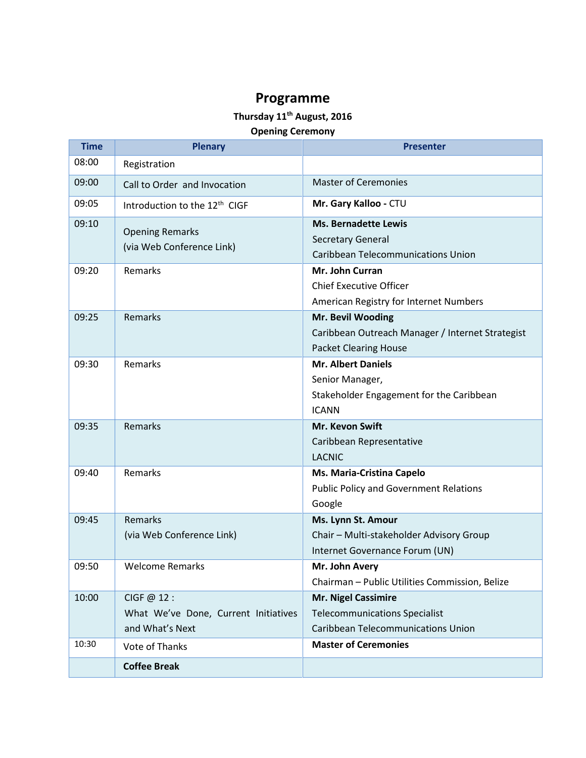# Programme

**Thursday 11th August, 2016**

**Opening Ceremony**

| Time | Plenary | Presenter |
|---|---|---|
| 08:00 | Registration | |
| 09:00 | Call to Order and Invocation | Master of Ceremonies |
| 09:05 | Introduction to the 12th CIGF | **Mr. Gary Kalloo -** CTU |
| 09:10 | Opening Remarks (via Web Conference Link) | **Ms. Bernadette Lewis** Secretary General Caribbean Telecommunications Union |
| 09:20 | Remarks | **Mr. John Curran** Chief Executive Officer American Registry for Internet Numbers |
| 09:25 | Remarks | **Mr. Bevil Wooding** Caribbean Outreach Manager / Internet Strategist Packet Clearing House |
| 09:30 | Remarks | **Mr. Albert Daniels** Senior Manager, Stakeholder Engagement for the Caribbean ICANN |
| 09:35 | Remarks | **Mr. Kevon Swift** Caribbean Representative LACNIC |
| 09:40 | Remarks | **Ms. Maria-Cristina Capelo** Public Policy and Government Relations Google |
| 09:45 | Remarks (via Web Conference Link) | **Ms. Lynn St. Amour** Chair – Multi-stakeholder Advisory Group Internet Governance Forum (UN) |
| 09:50 | Welcome Remarks | **Mr. John Avery** Chairman – Public Utilities Commission, Belize |
| 10:00 | CIGF @ 12 : What We've Done, Current Initiatives and What's Next | **Mr. Nigel Cassimire** Telecommunications Specialist Caribbean Telecommunications Union |
| 10:30 | Vote of Thanks | **Master of Ceremonies** |
| | **Coffee Break** | |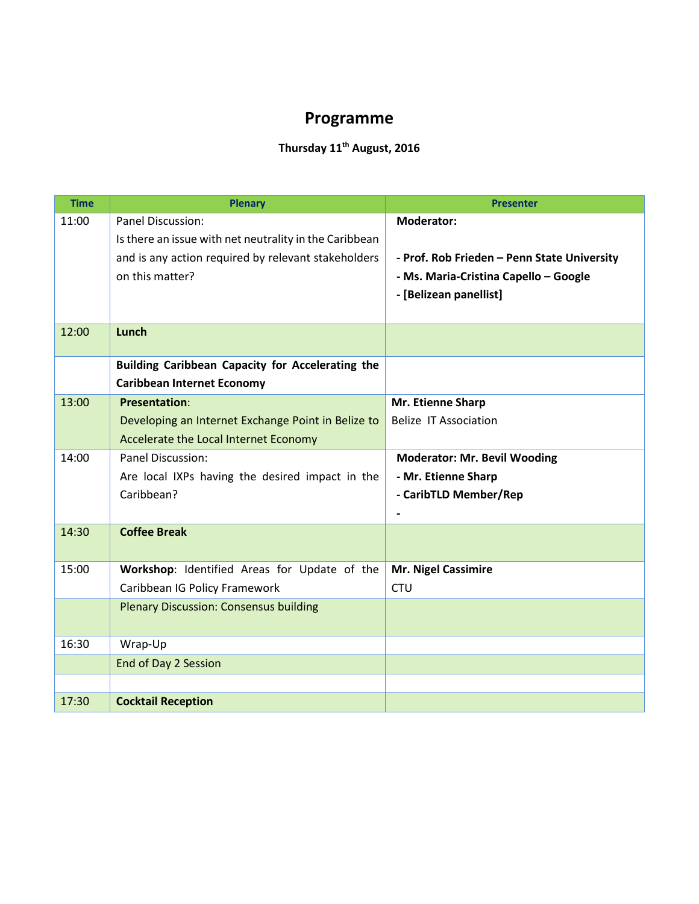# Programme

**Thursday 11th August, 2016**

| Time | Plenary | Presenter |
|---|---|---|
| 11:00 | Panel Discussion:<br>Is there an issue with net neutrality in the Caribbean and is any action required by relevant stakeholders on this matter? | **Moderator:**<br><br>**- Prof. Rob Frieden – Penn State University**<br>**- Ms. Maria-Cristina Capello – Google**<br>**- [Belizean panellist]** |
| 12:00 | **Lunch** | |
| | **Building Caribbean Capacity for Accelerating the Caribbean Internet Economy** | |
| 13:00 | **Presentation**:<br>Developing an Internet Exchange Point in Belize to Accelerate the Local Internet Economy | **Mr. Etienne Sharp**<br>Belize IT Association |
| 14:00 | Panel Discussion:<br>Are local IXPs having the desired impact in the Caribbean? | **Moderator: Mr. Bevil Wooding**<br>**- Mr. Etienne Sharp**<br>**- CaribTLD Member/Rep**<br>**-** |
| 14:30 | **Coffee Break** | |
| 15:00 | **Workshop**: Identified Areas for Update of the Caribbean IG Policy Framework | **Mr. Nigel Cassimire**<br>CTU |
| | Plenary Discussion: Consensus building | |
| 16:30 | Wrap-Up | |
| | End of Day 2 Session | |
| | | |
| 17:30 | **Cocktail Reception** | |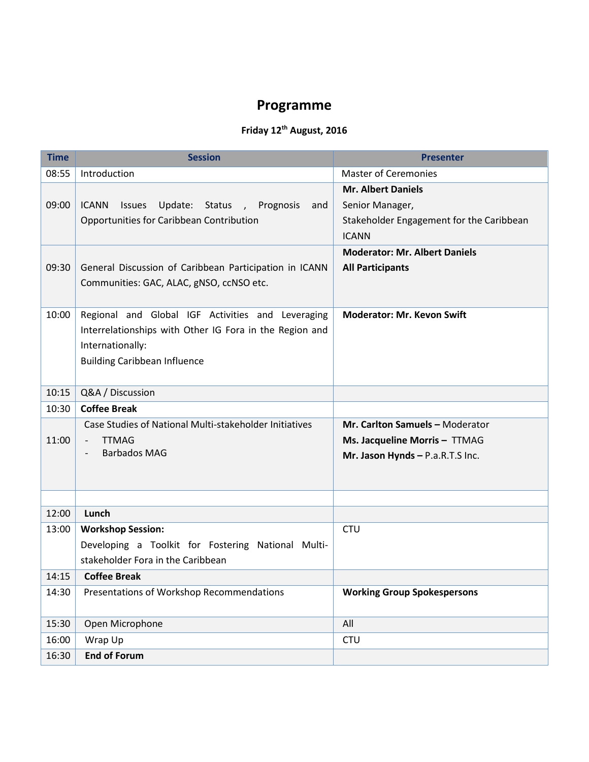# Programme

**Friday 12th August, 2016**

| Time | Session | Presenter |
|---|---|---|
| 08:55 | Introduction | Master of Ceremonies |
| 09:00 | ICANN Issues Update: Status , Prognosis and Opportunities for Caribbean Contribution | **Mr. Albert Daniels**<br>Senior Manager,<br>Stakeholder Engagement for the Caribbean<br>ICANN |
| 09:30 | General Discussion of Caribbean Participation in ICANN Communities: GAC, ALAC, gNSO, ccNSO etc. | **Moderator: Mr. Albert Daniels**<br>**All Participants** |
| 10:00 | Regional and Global IGF Activities and Leveraging Interrelationships with Other IG Fora in the Region and Internationally:<br>Building Caribbean Influence | **Moderator: Mr. Kevon Swift** |
| 10:15 | Q&A / Discussion | |
| 10:30 | **Coffee Break** | |
| 11:00 | Case Studies of National Multi-stakeholder Initiatives<br>- TTMAG<br>- Barbados MAG | **Mr. Carlton Samuels –** Moderator<br>**Ms. Jacqueline Morris –** TTMAG<br>**Mr. Jason Hynds –** P.a.R.T.S Inc. |
| | | |
| 12:00 | **Lunch** | |
| 13:00 | **Workshop Session:**<br>Developing a Toolkit for Fostering National Multi-stakeholder Fora in the Caribbean | CTU |
| 14:15 | **Coffee Break** | |
| 14:30 | Presentations of Workshop Recommendations | **Working Group Spokespersons** |
| 15:30 | Open Microphone | All |
| 16:00 | Wrap Up | CTU |
| 16:30 | **End of Forum** | |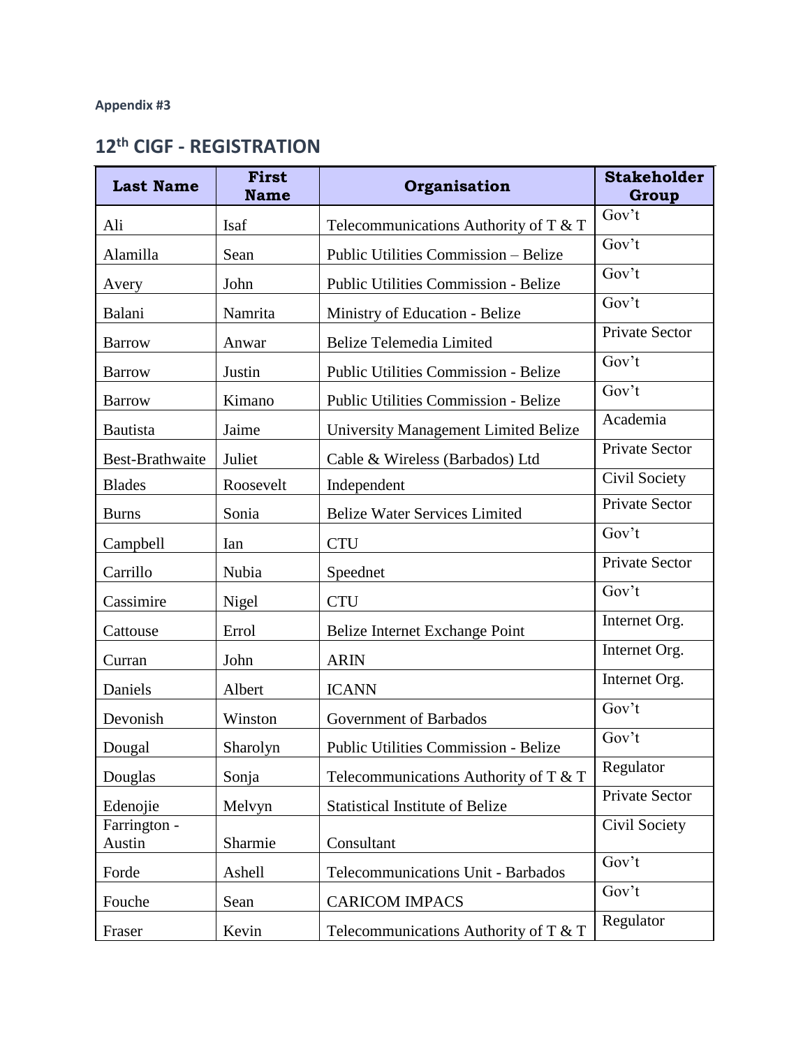**Appendix #3**

## 12th CIGF - REGISTRATION

| Last Name | First Name | Organisation | Stakeholder Group |
|---|---|---|---|
| Ali | Isaf | Telecommunications Authority of T & T | Gov't |
| Alamilla | Sean | Public Utilities Commission – Belize | Gov't |
| Avery | John | Public Utilities Commission - Belize | Gov't |
| Balani | Namrita | Ministry of Education - Belize | Gov't |
| Barrow | Anwar | Belize Telemedia Limited | Private Sector |
| Barrow | Justin | Public Utilities Commission - Belize | Gov't |
| Barrow | Kimano | Public Utilities Commission - Belize | Gov't |
| Bautista | Jaime | University Management Limited Belize | Academia |
| Best-Brathwaite | Juliet | Cable & Wireless (Barbados) Ltd | Private Sector |
| Blades | Roosevelt | Independent | Civil Society |
| Burns | Sonia | Belize Water Services Limited | Private Sector |
| Campbell | Ian | CTU | Gov't |
| Carrillo | Nubia | Speednet | Private Sector |
| Cassimire | Nigel | CTU | Gov't |
| Cattouse | Errol | Belize Internet Exchange Point | Internet Org. |
| Curran | John | ARIN | Internet Org. |
| Daniels | Albert | ICANN | Internet Org. |
| Devonish | Winston | Government of Barbados | Gov't |
| Dougal | Sharolyn | Public Utilities Commission - Belize | Gov't |
| Douglas | Sonja | Telecommunications Authority of T & T | Regulator |
| Edenojie | Melvyn | Statistical Institute of Belize | Private Sector |
| Farrington - Austin | Sharmie | Consultant | Civil Society |
| Forde | Ashell | Telecommunications Unit - Barbados | Gov't |
| Fouche | Sean | CARICOM IMPACS | Gov't |
| Fraser | Kevin | Telecommunications Authority of T & T | Regulator |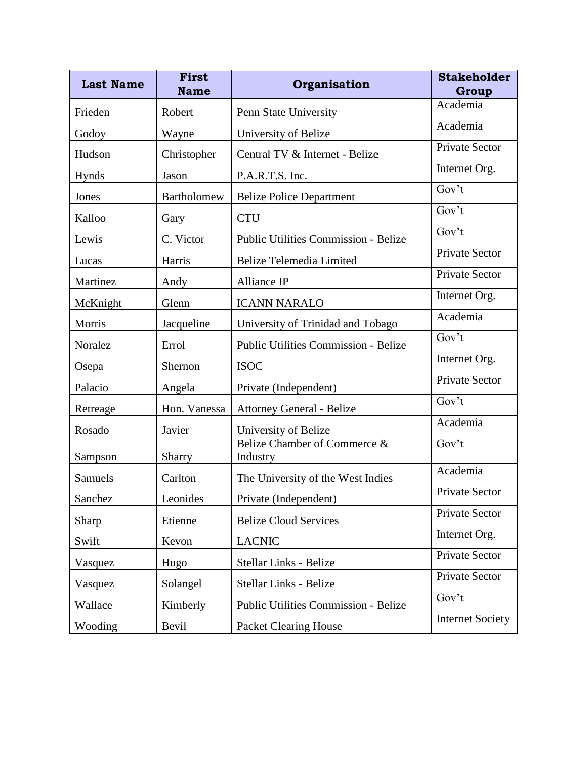| Last Name | First Name | Organisation | Stakeholder Group |
| --- | --- | --- | --- |
| Frieden | Robert | Penn State University | Academia |
| Godoy | Wayne | University of Belize | Academia |
| Hudson | Christopher | Central TV & Internet - Belize | Private Sector |
| Hynds | Jason | P.A.R.T.S. Inc. | Internet Org. |
| Jones | Bartholomew | Belize Police Department | Gov't |
| Kalloo | Gary | CTU | Gov't |
| Lewis | C. Victor | Public Utilities Commission - Belize | Gov't |
| Lucas | Harris | Belize Telemedia Limited | Private Sector |
| Martinez | Andy | Alliance IP | Private Sector |
| McKnight | Glenn | ICANN NARALO | Internet Org. |
| Morris | Jacqueline | University of Trinidad and Tobago | Academia |
| Noralez | Errol | Public Utilities Commission - Belize | Gov't |
| Osepa | Shernon | ISOC | Internet Org. |
| Palacio | Angela | Private (Independent) | Private Sector |
| Retreage | Hon. Vanessa | Attorney General - Belize | Gov't |
| Rosado | Javier | University of Belize | Academia |
| Sampson | Sharry | Belize Chamber of Commerce & Industry | Gov't |
| Samuels | Carlton | The University of the West Indies | Academia |
| Sanchez | Leonides | Private (Independent) | Private Sector |
| Sharp | Etienne | Belize Cloud Services | Private Sector |
| Swift | Kevon | LACNIC | Internet Org. |
| Vasquez | Hugo | Stellar Links - Belize | Private Sector |
| Vasquez | Solangel | Stellar Links - Belize | Private Sector |
| Wallace | Kimberly | Public Utilities Commission - Belize | Gov't |
| Wooding | Bevil | Packet Clearing House | Internet Society |